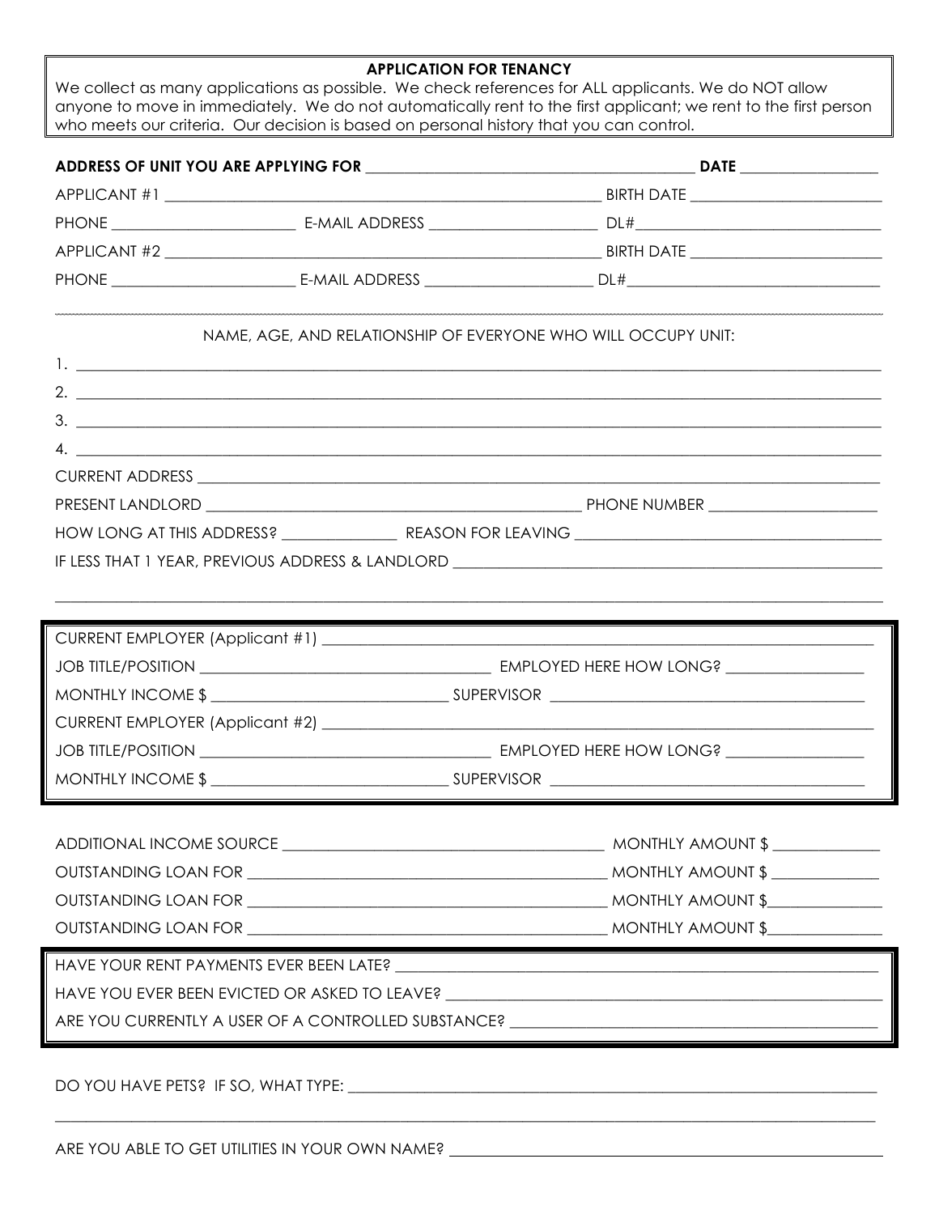## APPLICATION FOR TENANCY

We collect as many applications as possible. We check references for ALL applicants. We do NOT allow anyone to move in immediately. We do not automatically rent to the first applicant; we rent to the first person who meets our criteria. Our decision is based on personal history that you can control.

**ADDRESS OF UNIT YOU ARE APPLYING FOR** ________________________________________ **DATE** ________________

APPLICANT #1 ________________________________________________________ BIRTH DATE ______________________

PHONE ______________________ E-MAIL ADDRESS ____________________ DL#______________________________

APPLICANT #2 ________________________________________________________ BIRTH DATE ______________________

PHONE ______________________ E-MAIL ADDRESS ____________________ DL#______________________________

NAME, AGE, AND RELATIONSHIP OF EVERYONE WHO WILL OCCUPY UNIT:

1. ____________________________________________________________________________________________
2. ____________________________________________________________________________________________
3. ____________________________________________________________________________________________
4. ____________________________________________________________________________________________

CURRENT ADDRESS ______________________________________________________________________________

PRESENT LANDLORD ____________________________________________ PHONE NUMBER ____________________

HOW LONG AT THIS ADDRESS? _____________ REASON FOR LEAVING ____________________________________

IF LESS THAT 1 YEAR, PREVIOUS ADDRESS & LANDLORD ___________________________________________________

______________________________________________________________________________________________

CURRENT EMPLOYER (Applicant #1) ______________________________________________________________

JOB TITLE/POSITION ___________________________________ EMPLOYED HERE HOW LONG? ________________

MONTHLY INCOME $ ____________________________ SUPERVISOR _______________________________________

CURRENT EMPLOYER (Applicant #2) ______________________________________________________________

JOB TITLE/POSITION ___________________________________ EMPLOYED HERE HOW LONG? ________________

MONTHLY INCOME $ ____________________________ SUPERVISOR _______________________________________

ADDITIONAL INCOME SOURCE _______________________________________ MONTHLY AMOUNT $ ____________

OUTSTANDING LOAN FOR ___________________________________________ MONTHLY AMOUNT $ ____________

OUTSTANDING LOAN FOR ___________________________________________ MONTHLY AMOUNT $____________

OUTSTANDING LOAN FOR ___________________________________________ MONTHLY AMOUNT $____________

HAVE YOUR RENT PAYMENTS EVER BEEN LATE? _____________________________________________________

HAVE YOU EVER BEEN EVICTED OR ASKED TO LEAVE? _________________________________________________

ARE YOU CURRENTLY A USER OF A CONTROLLED SUBSTANCE? __________________________________________

DO YOU HAVE PETS? IF SO, WHAT TYPE: ____________________________________________________________

______________________________________________________________________________________________

ARE YOU ABLE TO GET UTILITIES IN YOUR OWN NAME? ________________________________________________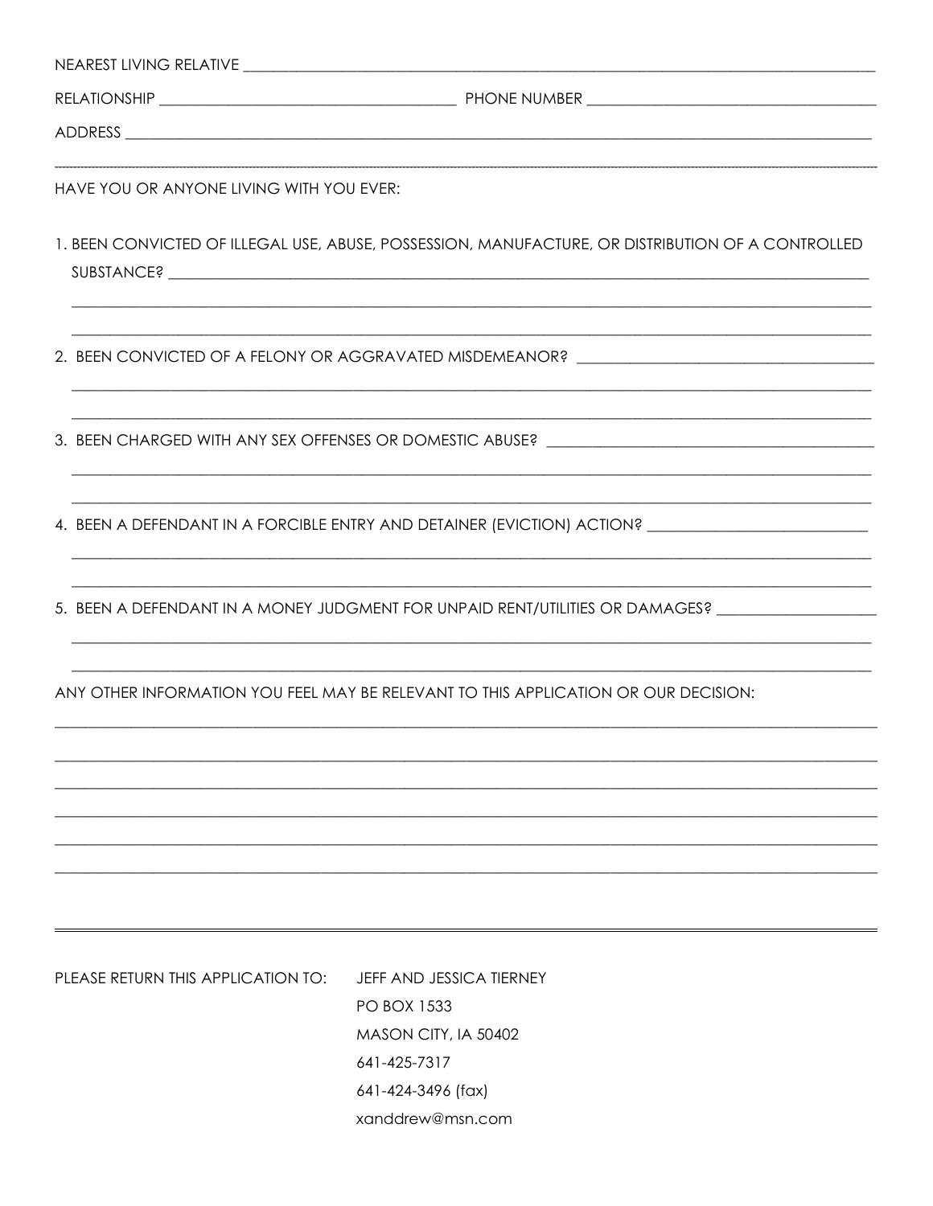NEAREST LIVING RELATIVE ______________________________________________________________

RELATIONSHIP ______________________________ PHONE NUMBER ______________________________

ADDRESS ______________________________________________________________________

---

HAVE YOU OR ANYONE LIVING WITH YOU EVER:

1. BEEN CONVICTED OF ILLEGAL USE, ABUSE, POSSESSION, MANUFACTURE, OR DISTRIBUTION OF A CONTROLLED SUBSTANCE? ______________________________________________________________
______________________________________________________________________
______________________________________________________________________

2. BEEN CONVICTED OF A FELONY OR AGGRAVATED MISDEMEANOR? ______________________________
______________________________________________________________________
______________________________________________________________________

3. BEEN CHARGED WITH ANY SEX OFFENSES OR DOMESTIC ABUSE? ______________________________
______________________________________________________________________
______________________________________________________________________

4. BEEN A DEFENDANT IN A FORCIBLE ENTRY AND DETAINER (EVICTION) ACTION? ____________________
______________________________________________________________________
______________________________________________________________________

5. BEEN A DEFENDANT IN A MONEY JUDGMENT FOR UNPAID RENT/UTILITIES OR DAMAGES? ______________
______________________________________________________________________
______________________________________________________________________

ANY OTHER INFORMATION YOU FEEL MAY BE RELEVANT TO THIS APPLICATION OR OUR DECISION:

______________________________________________________________________
______________________________________________________________________
______________________________________________________________________
______________________________________________________________________
______________________________________________________________________
______________________________________________________________________

---

PLEASE RETURN THIS APPLICATION TO:

JEFF AND JESSICA TIERNEY
PO BOX 1533
MASON CITY, IA 50402
641-425-7317
641-424-3496 (fax)
xanddrew@msn.com